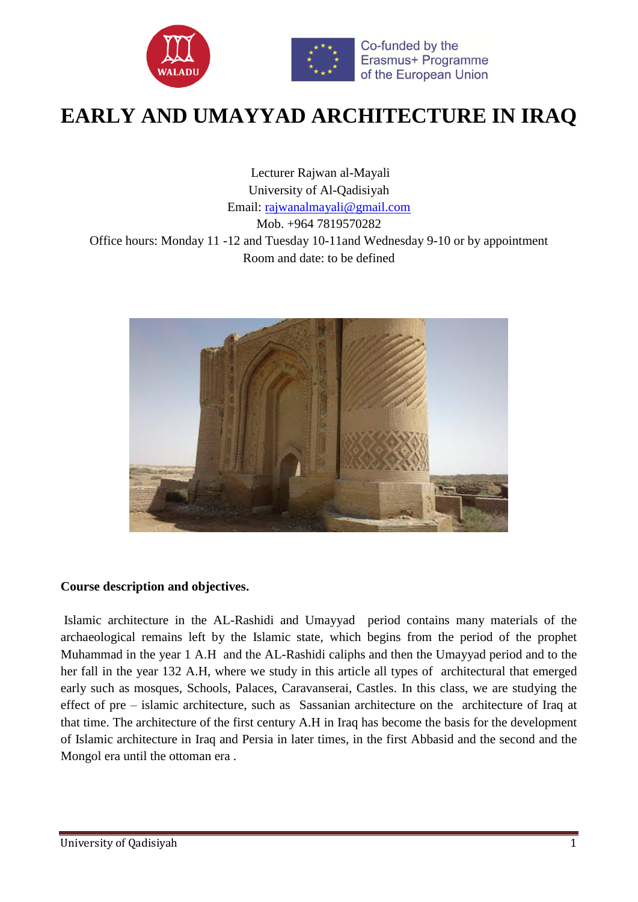Co-funded by the Erasmus+ Programme of the European Union

# EARLY AND UMAYYAD ARCHITECTURE IN IRAQ

Lecturer Rajwan al-Mayali
University of Al-Qadisiyah
Email: rajwanalmayali@gmail.com
Mob. +964 7819570282
Office hours: Monday 11 -12 and Tuesday 10-11and Wednesday 9-10 or by appointment
Room and date: to be defined

**Course description and objectives.**

Islamic architecture in the AL-Rashidi and Umayyad period contains many materials of the archaeological remains left by the Islamic state, which begins from the period of the prophet Muhammad in the year 1 A.H and the AL-Rashidi caliphs and then the Umayyad period and to the her fall in the year 132 A.H, where we study in this article all types of architectural that emerged early such as mosques, Schools, Palaces, Caravanserai, Castles. In this class, we are studying the effect of pre – islamic architecture, such as Sassanian architecture on the architecture of Iraq at that time. The architecture of the first century A.H in Iraq has become the basis for the development of Islamic architecture in Iraq and Persia in later times, in the first Abbasid and the second and the Mongol era until the ottoman era .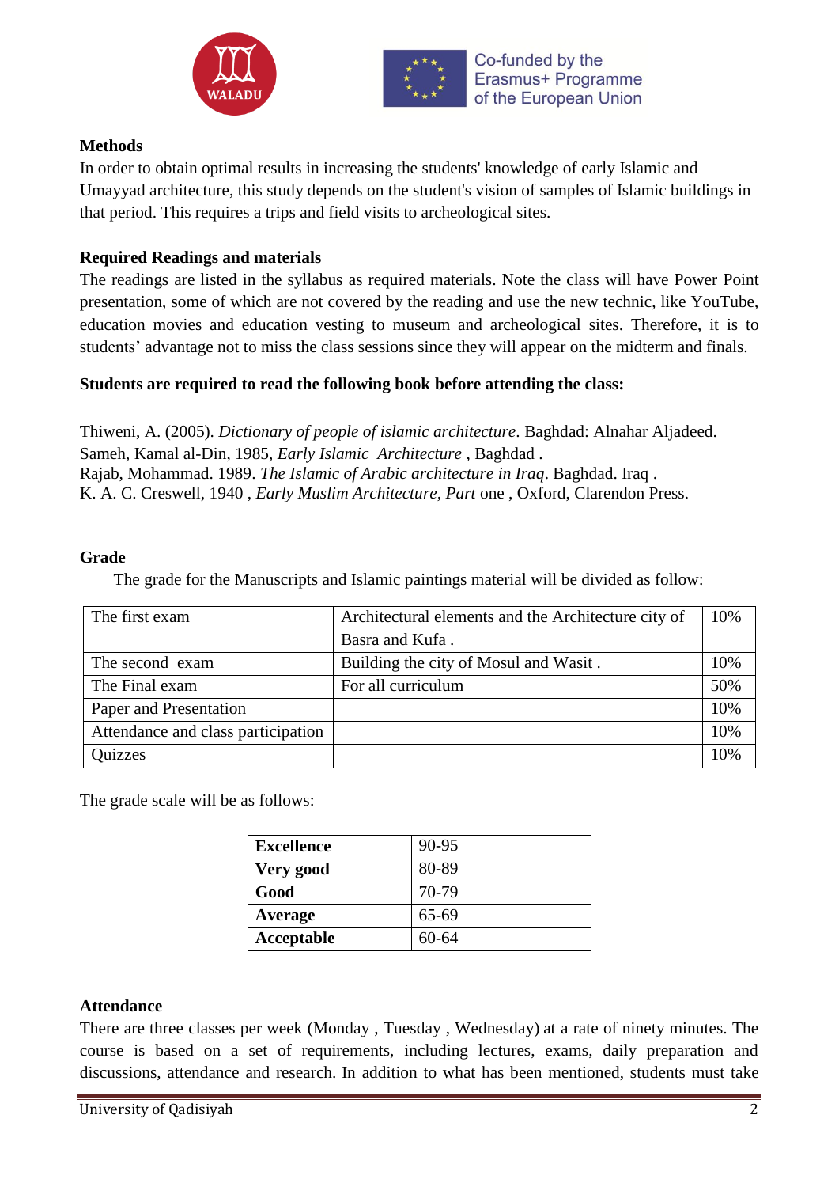**Methods**

In order to obtain optimal results in increasing the students' knowledge of early Islamic and Umayyad architecture, this study depends on the student's vision of samples of Islamic buildings in that period. This requires a trips and field visits to archeological sites.

**Required Readings and materials**

The readings are listed in the syllabus as required materials. Note the class will have Power Point presentation, some of which are not covered by the reading and use the new technic, like YouTube, education movies and education vesting to museum and archeological sites. Therefore, it is to students' advantage not to miss the class sessions since they will appear on the midterm and finals.

**Students are required to read the following book before attending the class:**

Thiweni, A. (2005). *Dictionary of people of islamic architecture*. Baghdad: Alnahar Aljadeed.
Sameh, Kamal al-Din, 1985, *Early Islamic Architecture* , Baghdad .
Rajab, Mohammad. 1989. *The Islamic of Arabic architecture in Iraq*. Baghdad. Iraq .
K. A. C. Creswell, 1940 , *Early Muslim Architecture, Part* one , Oxford, Clarendon Press.

**Grade**

The grade for the Manuscripts and Islamic paintings material will be divided as follow:

| | | |
|---|---|---|
| The first exam | Architectural elements and the Architecture city of Basra and Kufa . | 10% |
| The second exam | Building the city of Mosul and Wasit . | 10% |
| The Final exam | For all curriculum | 50% |
| Paper and Presentation | | 10% |
| Attendance and class participation | | 10% |
| Quizzes | | 10% |

The grade scale will be as follows:

| | |
|---|---|
| **Excellence** | 90-95 |
| **Very good** | 80-89 |
| **Good** | 70-79 |
| **Average** | 65-69 |
| **Acceptable** | 60-64 |

**Attendance**

There are three classes per week (Monday , Tuesday , Wednesday) at a rate of ninety minutes. The course is based on a set of requirements, including lectures, exams, daily preparation and discussions, attendance and research. In addition to what has been mentioned, students must take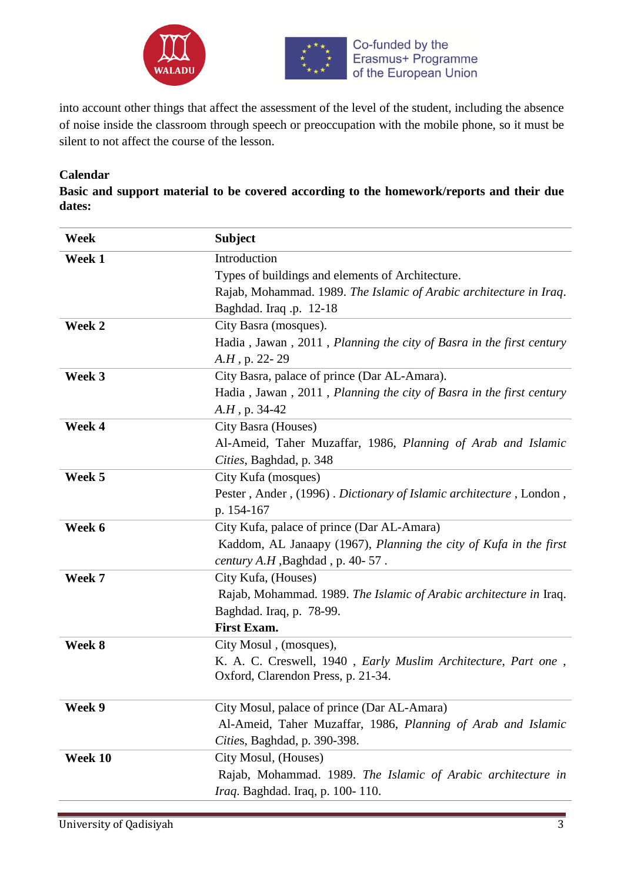into account other things that affect the assessment of the level of the student, including the absence of noise inside the classroom through speech or preoccupation with the mobile phone, so it must be silent to not affect the course of the lesson.

**Calendar**

**Basic and support material to be covered according to the homework/reports and their due dates:**

| Week | Subject |
|---|---|
| **Week 1** | Introduction<br>Types of buildings and elements of Architecture.<br>Rajab, Mohammad. 1989. *The Islamic of Arabic architecture in Iraq*. Baghdad. Iraq .p. 12-18 |
| **Week 2** | City Basra (mosques).<br>Hadia , Jawan , 2011 , *Planning the city of Basra in the first century A.H* , p. 22- 29 |
| **Week 3** | City Basra, palace of prince (Dar AL-Amara).<br>Hadia , Jawan , 2011 , *Planning the city of Basra in the first century A.H* , p. 34-42 |
| **Week 4** | City Basra (Houses)<br>Al-Ameid, Taher Muzaffar, 1986, *Planning of Arab and Islamic Cities*, Baghdad, p. 348 |
| **Week 5** | City Kufa (mosques)<br>Pester , Ander , (1996) . *Dictionary of Islamic architecture* , London , p. 154-167 |
| **Week 6** | City Kufa, palace of prince (Dar AL-Amara)<br>Kaddom, AL Janaapy (1967), *Planning the city of Kufa in the first century A.H* ,Baghdad , p. 40- 57 . |
| **Week 7** | City Kufa, (Houses)<br>Rajab, Mohammad. 1989. *The Islamic of Arabic architecture in* Iraq. Baghdad. Iraq, p. 78-99.<br>**First Exam.** |
| **Week 8** | City Mosul , (mosques),<br>K. A. C. Creswell, 1940 , *Early Muslim Architecture, Part one* , Oxford, Clarendon Press, p. 21-34. |
| **Week 9** | City Mosul, palace of prince (Dar AL-Amara)<br>Al-Ameid, Taher Muzaffar, 1986, *Planning of Arab and Islamic Cities*, Baghdad, p. 390-398. |
| **Week 10** | City Mosul, (Houses)<br>Rajab, Mohammad. 1989. *The Islamic of Arabic architecture in Iraq*. Baghdad. Iraq, p. 100- 110. |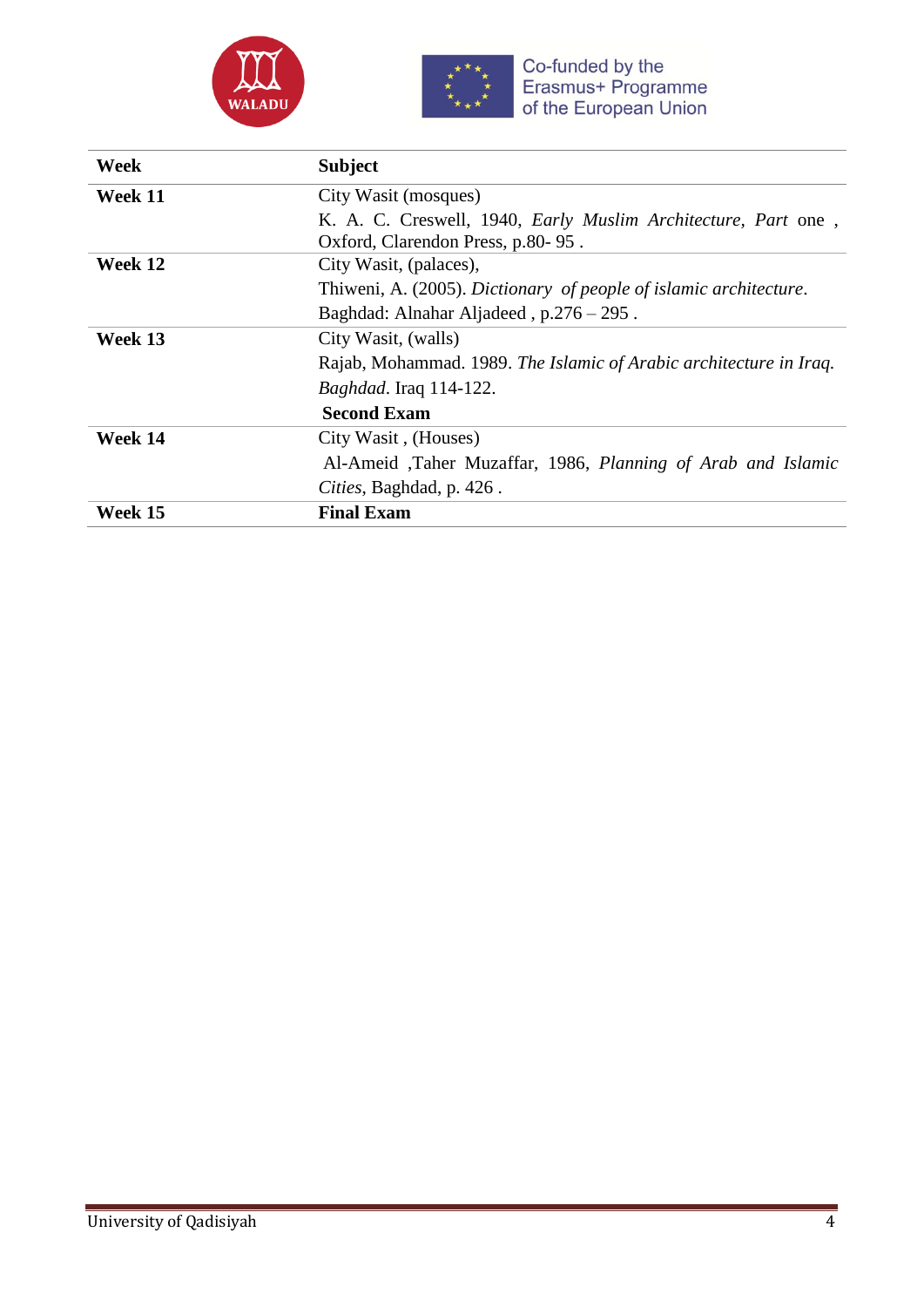| Week | Subject |
|---|---|
| **Week 11** | City Wasit (mosques)<br>K. A. C. Creswell, 1940, *Early Muslim Architecture, Part* one , Oxford, Clarendon Press, p.80- 95 . |
| **Week 12** | City Wasit, (palaces),<br>Thiweni, A. (2005). *Dictionary of people of islamic architecture*. Baghdad: Alnahar Aljadeed , p.276 – 295 . |
| **Week 13** | City Wasit, (walls)<br>Rajab, Mohammad. 1989. *The Islamic of Arabic architecture in Iraq. Baghdad*. Iraq 114-122.<br>**Second Exam** |
| **Week 14** | City Wasit , (Houses)<br>Al-Ameid ,Taher Muzaffar, 1986, *Planning of Arab and Islamic Cities*, Baghdad, p. 426 . |
| **Week 15** | **Final Exam** |